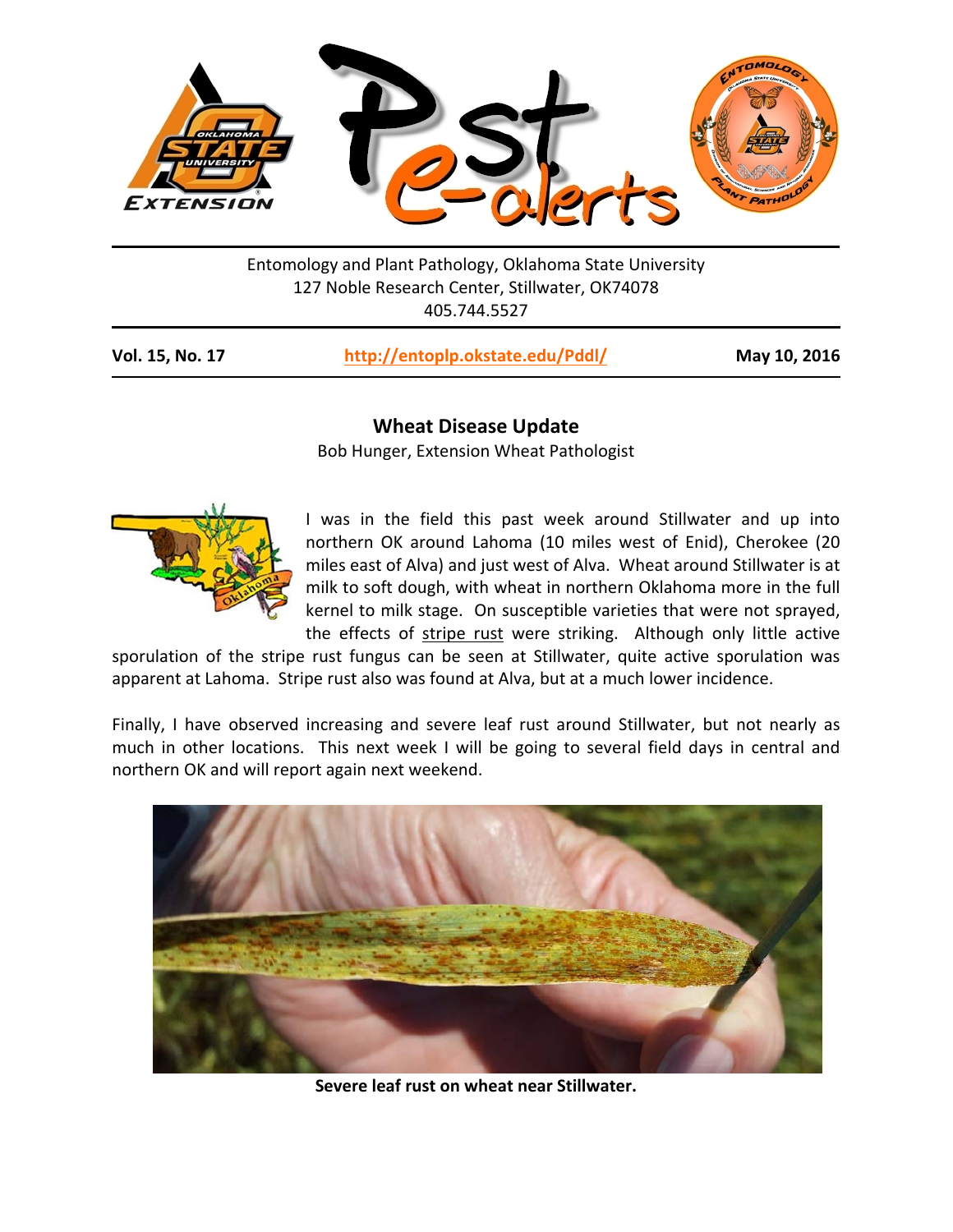# Pest e-alerts

Entomology and Plant Pathology, Oklahoma State University
127 Noble Research Center, Stillwater, OK74078
405.744.5527

**Vol. 15, No. 17** **http://entoplp.okstate.edu/Pddl/** **May 10, 2016**

## Wheat Disease Update

Bob Hunger, Extension Wheat Pathologist

I was in the field this past week around Stillwater and up into northern OK around Lahoma (10 miles west of Enid), Cherokee (20 miles east of Alva) and just west of Alva. Wheat around Stillwater is at milk to soft dough, with wheat in northern Oklahoma more in the full kernel to milk stage. On susceptible varieties that were not sprayed, the effects of stripe rust were striking. Although only little active sporulation of the stripe rust fungus can be seen at Stillwater, quite active sporulation was apparent at Lahoma. Stripe rust also was found at Alva, but at a much lower incidence.

Finally, I have observed increasing and severe leaf rust around Stillwater, but not nearly as much in other locations. This next week I will be going to several field days in central and northern OK and will report again next weekend.

**Severe leaf rust on wheat near Stillwater.**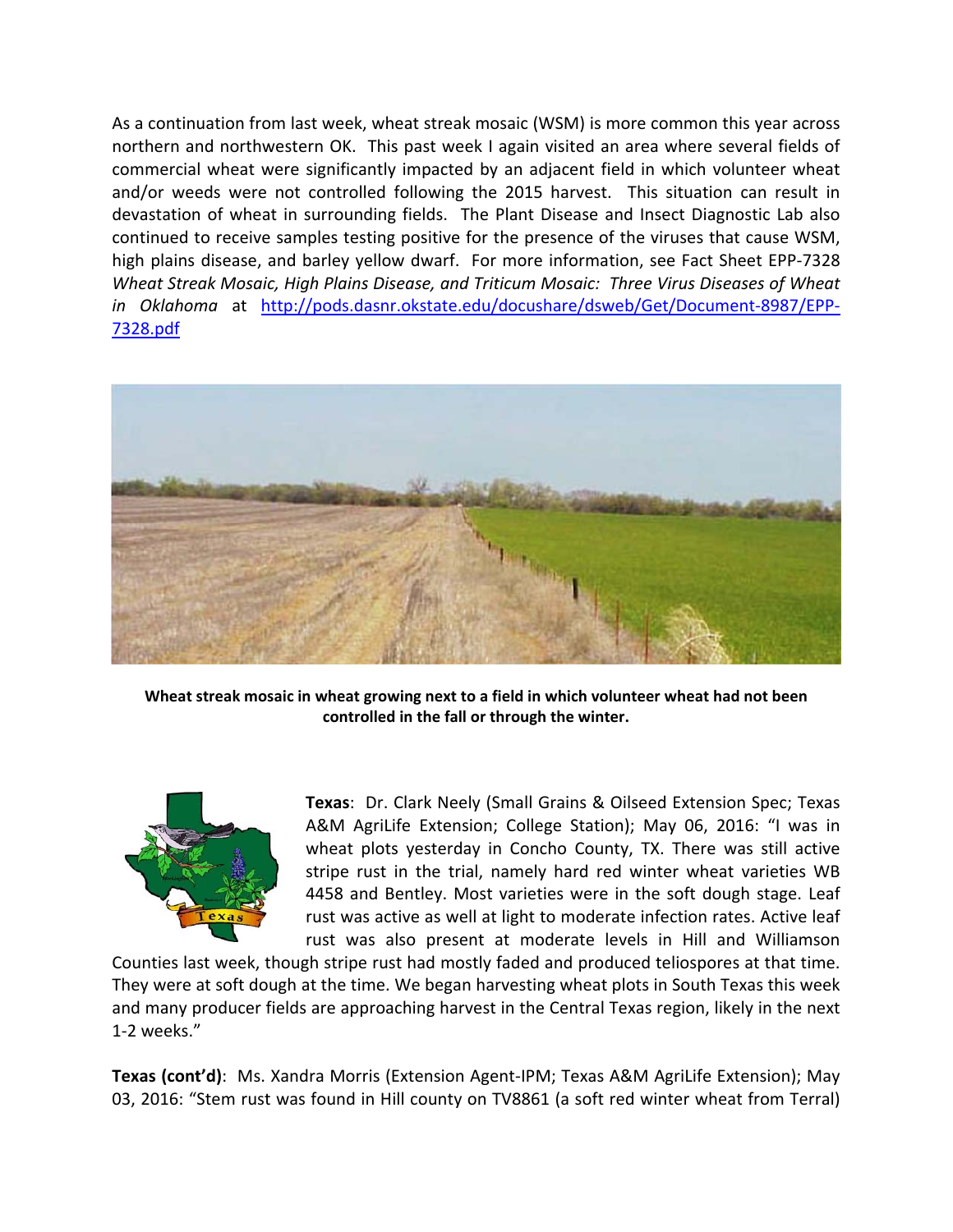As a continuation from last week, wheat streak mosaic (WSM) is more common this year across northern and northwestern OK. This past week I again visited an area where several fields of commercial wheat were significantly impacted by an adjacent field in which volunteer wheat and/or weeds were not controlled following the 2015 harvest. This situation can result in devastation of wheat in surrounding fields. The Plant Disease and Insect Diagnostic Lab also continued to receive samples testing positive for the presence of the viruses that cause WSM, high plains disease, and barley yellow dwarf. For more information, see Fact Sheet EPP-7328 *Wheat Streak Mosaic, High Plains Disease, and Triticum Mosaic: Three Virus Diseases of Wheat in Oklahoma* at [http://pods.dasnr.okstate.edu/docushare/dsweb/Get/Document-8987/EPP-7328.pdf](http://pods.dasnr.okstate.edu/docushare/dsweb/Get/Document-8987/EPP-7328.pdf)

**Wheat streak mosaic in wheat growing next to a field in which volunteer wheat had not been controlled in the fall or through the winter.**

**Texas**: Dr. Clark Neely (Small Grains & Oilseed Extension Spec; Texas A&M AgriLife Extension; College Station); May 06, 2016: "I was in wheat plots yesterday in Concho County, TX. There was still active stripe rust in the trial, namely hard red winter wheat varieties WB 4458 and Bentley. Most varieties were in the soft dough stage. Leaf rust was active as well at light to moderate infection rates. Active leaf rust was also present at moderate levels in Hill and Williamson Counties last week, though stripe rust had mostly faded and produced teliospores at that time. They were at soft dough at the time. We began harvesting wheat plots in South Texas this week and many producer fields are approaching harvest in the Central Texas region, likely in the next 1-2 weeks."

**Texas (cont'd)**: Ms. Xandra Morris (Extension Agent-IPM; Texas A&M AgriLife Extension); May 03, 2016: "Stem rust was found in Hill county on TV8861 (a soft red winter wheat from Terral)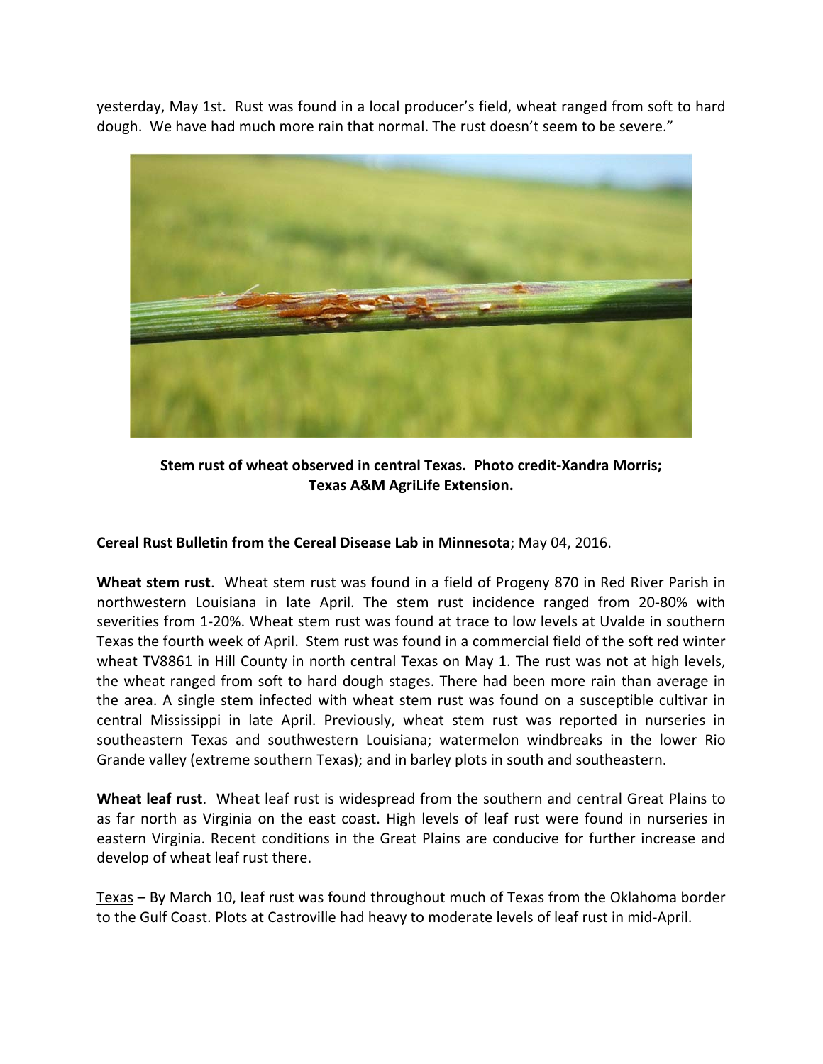yesterday, May 1st. Rust was found in a local producer's field, wheat ranged from soft to hard dough. We have had much more rain that normal. The rust doesn't seem to be severe."

**Stem rust of wheat observed in central Texas. Photo credit-Xandra Morris; Texas A&M AgriLife Extension.**

**Cereal Rust Bulletin from the Cereal Disease Lab in Minnesota**; May 04, 2016.

**Wheat stem rust**. Wheat stem rust was found in a field of Progeny 870 in Red River Parish in northwestern Louisiana in late April. The stem rust incidence ranged from 20-80% with severities from 1-20%. Wheat stem rust was found at trace to low levels at Uvalde in southern Texas the fourth week of April. Stem rust was found in a commercial field of the soft red winter wheat TV8861 in Hill County in north central Texas on May 1. The rust was not at high levels, the wheat ranged from soft to hard dough stages. There had been more rain than average in the area. A single stem infected with wheat stem rust was found on a susceptible cultivar in central Mississippi in late April. Previously, wheat stem rust was reported in nurseries in southeastern Texas and southwestern Louisiana; watermelon windbreaks in the lower Rio Grande valley (extreme southern Texas); and in barley plots in south and southeastern.

**Wheat leaf rust**. Wheat leaf rust is widespread from the southern and central Great Plains to as far north as Virginia on the east coast. High levels of leaf rust were found in nurseries in eastern Virginia. Recent conditions in the Great Plains are conducive for further increase and develop of wheat leaf rust there.

Texas – By March 10, leaf rust was found throughout much of Texas from the Oklahoma border to the Gulf Coast. Plots at Castroville had heavy to moderate levels of leaf rust in mid-April.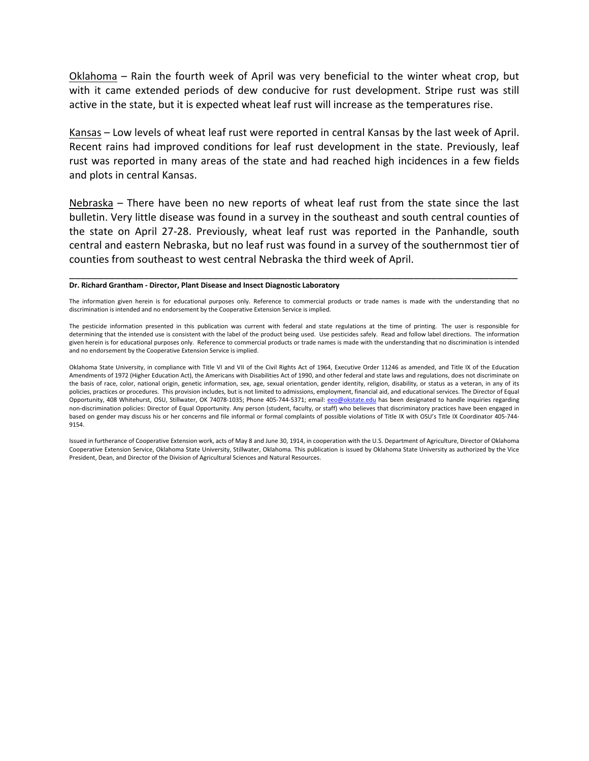<u>Oklahoma</u> – Rain the fourth week of April was very beneficial to the winter wheat crop, but with it came extended periods of dew conducive for rust development. Stripe rust was still active in the state, but it is expected wheat leaf rust will increase as the temperatures rise.

<u>Kansas</u> – Low levels of wheat leaf rust were reported in central Kansas by the last week of April. Recent rains had improved conditions for leaf rust development in the state. Previously, leaf rust was reported in many areas of the state and had reached high incidences in a few fields and plots in central Kansas.

<u>Nebraska</u> – There have been no new reports of wheat leaf rust from the state since the last bulletin. Very little disease was found in a survey in the southeast and south central counties of the state on April 27-28. Previously, wheat leaf rust was reported in the Panhandle, south central and eastern Nebraska, but no leaf rust was found in a survey of the southernmost tier of counties from southeast to west central Nebraska the third week of April.

---

**Dr. Richard Grantham - Director, Plant Disease and Insect Diagnostic Laboratory**

The information given herein is for educational purposes only. Reference to commercial products or trade names is made with the understanding that no discrimination is intended and no endorsement by the Cooperative Extension Service is implied.

The pesticide information presented in this publication was current with federal and state regulations at the time of printing. The user is responsible for determining that the intended use is consistent with the label of the product being used. Use pesticides safely. Read and follow label directions. The information given herein is for educational purposes only. Reference to commercial products or trade names is made with the understanding that no discrimination is intended and no endorsement by the Cooperative Extension Service is implied.

Oklahoma State University, in compliance with Title VI and VII of the Civil Rights Act of 1964, Executive Order 11246 as amended, and Title IX of the Education Amendments of 1972 (Higher Education Act), the Americans with Disabilities Act of 1990, and other federal and state laws and regulations, does not discriminate on the basis of race, color, national origin, genetic information, sex, age, sexual orientation, gender identity, religion, disability, or status as a veteran, in any of its policies, practices or procedures. This provision includes, but is not limited to admissions, employment, financial aid, and educational services. The Director of Equal Opportunity, 408 Whitehurst, OSU, Stillwater, OK 74078-1035; Phone 405-744-5371; email: eeo@okstate.edu has been designated to handle inquiries regarding non-discrimination policies: Director of Equal Opportunity. Any person (student, faculty, or staff) who believes that discriminatory practices have been engaged in based on gender may discuss his or her concerns and file informal or formal complaints of possible violations of Title IX with OSU's Title IX Coordinator 405-744-9154.

Issued in furtherance of Cooperative Extension work, acts of May 8 and June 30, 1914, in cooperation with the U.S. Department of Agriculture, Director of Oklahoma Cooperative Extension Service, Oklahoma State University, Stillwater, Oklahoma. This publication is issued by Oklahoma State University as authorized by the Vice President, Dean, and Director of the Division of Agricultural Sciences and Natural Resources.